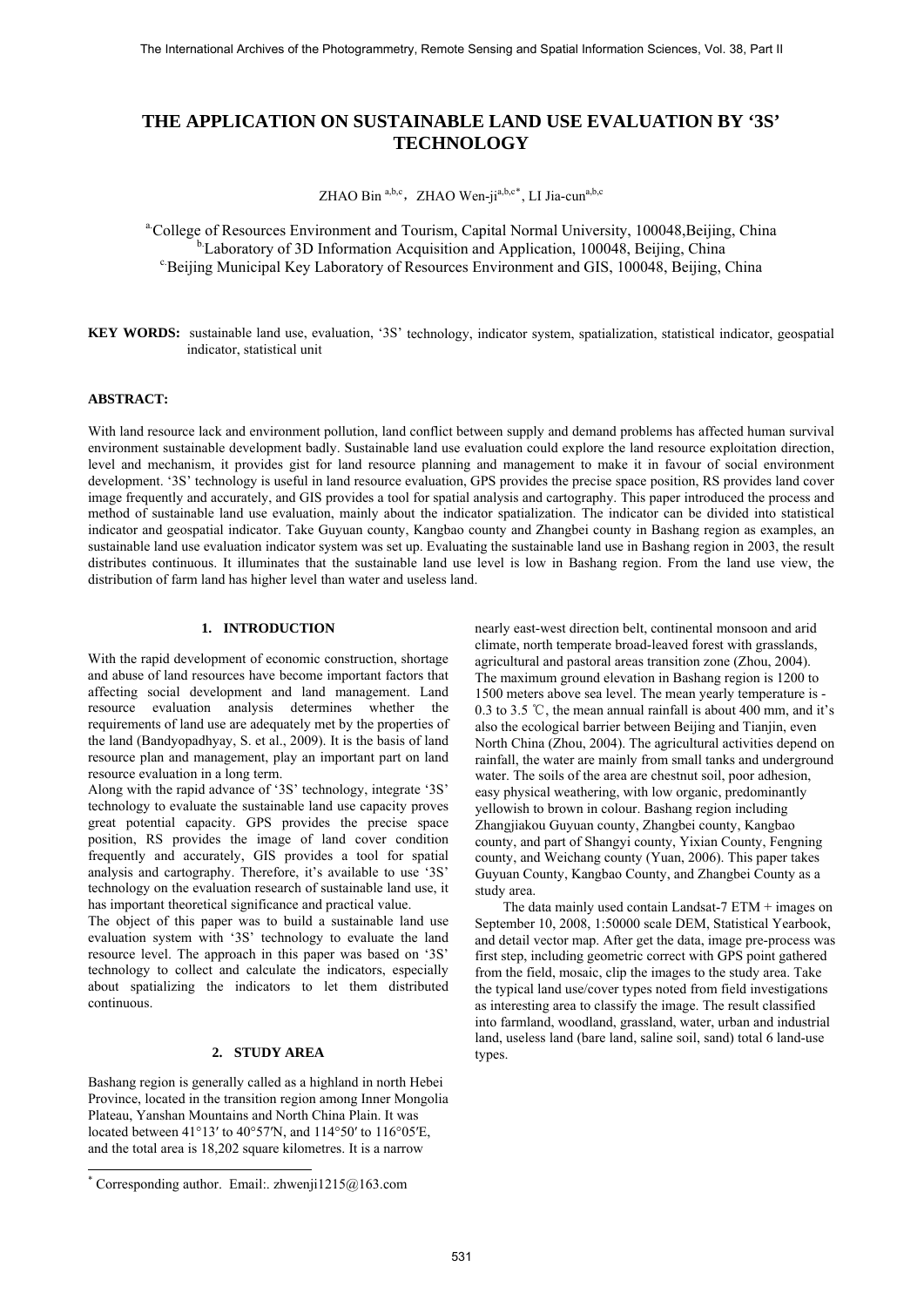# THE APPLICATION ON SUSTAINABLE LAND USE EVALUATION BY '3S' TECHNOLOGY

ZHAO Bin [a,b,c], ZHAO Wen-ji[a,b,c*], LI Jia-cun[a,b,c]

[a] College of Resources Environment and Tourism, Capital Normal University, 100048, Beijing, China
[b] Laboratory of 3D Information Acquisition and Application, 100048, Beijing, China
[c] Beijing Municipal Key Laboratory of Resources Environment and GIS, 100048, Beijing, China

**KEY WORDS:** sustainable land use, evaluation, '3S' technology, indicator system, spatialization, statistical indicator, geospatial indicator, statistical unit

**ABSTRACT:**

With land resource lack and environment pollution, land conflict between supply and demand problems has affected human survival environment sustainable development badly. Sustainable land use evaluation could explore the land resource exploitation direction, level and mechanism, it provides gist for land resource planning and management to make it in favour of social environment development. '3S' technology is useful in land resource evaluation, GPS provides the precise space position, RS provides land cover image frequently and accurately, and GIS provides a tool for spatial analysis and cartography. This paper introduced the process and method of sustainable land use evaluation, mainly about the indicator spatialization. The indicator can be divided into statistical indicator and geospatial indicator. Take Guyuan county, Kangbao county and Zhangbei county in Bashang region as examples, an sustainable land use evaluation indicator system was set up. Evaluating the sustainable land use in Bashang region in 2003, the result distributes continuous. It illuminates that the sustainable land use level is low in Bashang region. From the land use view, the distribution of farm land has higher level than water and useless land.

## 1. INTRODUCTION

With the rapid development of economic construction, shortage and abuse of land resources have become important factors that affecting social development and land management. Land resource evaluation analysis determines whether the requirements of land use are adequately met by the properties of the land (Bandyopadhyay, S. et al., 2009). It is the basis of land resource plan and management, play an important part on land resource evaluation in a long term.

Along with the rapid advance of '3S' technology, integrate '3S' technology to evaluate the sustainable land use capacity proves great potential capacity. GPS provides the precise space position, RS provides the image of land cover condition frequently and accurately, GIS provides a tool for spatial analysis and cartography. Therefore, it's available to use '3S' technology on the evaluation research of sustainable land use, it has important theoretical significance and practical value.

The object of this paper was to build a sustainable land use evaluation system with '3S' technology to evaluate the land resource level. The approach in this paper was based on '3S' technology to collect and calculate the indicators, especially about spatializing the indicators to let them distributed continuous.

## 2. STUDY AREA

Bashang region is generally called as a highland in north Hebei Province, located in the transition region among Inner Mongolia Plateau, Yanshan Mountains and North China Plain. It was located between 41°13′ to 40°57′N, and 114°50′ to 116°05′E, and the total area is 18,202 square kilometres. It is a narrow nearly east-west direction belt, continental monsoon and arid climate, north temperate broad-leaved forest with grasslands, agricultural and pastoral areas transition zone (Zhou, 2004). The maximum ground elevation in Bashang region is 1200 to 1500 meters above sea level. The mean yearly temperature is -0.3 to 3.5 ℃, the mean annual rainfall is about 400 mm, and it's also the ecological barrier between Beijing and Tianjin, even North China (Zhou, 2004). The agricultural activities depend on rainfall, the water are mainly from small tanks and underground water. The soils of the area are chestnut soil, poor adhesion, easy physical weathering, with low organic, predominantly yellowish to brown in colour. Bashang region including Zhangjiakou Guyuan county, Zhangbei county, Kangbao county, and part of Shangyi county, Yixian County, Fengning county, and Weichang county (Yuan, 2006). This paper takes Guyuan County, Kangbao County, and Zhangbei County as a study area.

The data mainly used contain Landsat-7 ETM + images on September 10, 2008, 1:50000 scale DEM, Statistical Yearbook, and detail vector map. After get the data, image pre-process was first step, including geometric correct with GPS point gathered from the field, mosaic, clip the images to the study area. Take the typical land use/cover types noted from field investigations as interesting area to classify the image. The result classified into farmland, woodland, grassland, water, urban and industrial land, useless land (bare land, saline soil, sand) total 6 land-use types.

---

* Corresponding author. Email:. zhwenji1215@163.com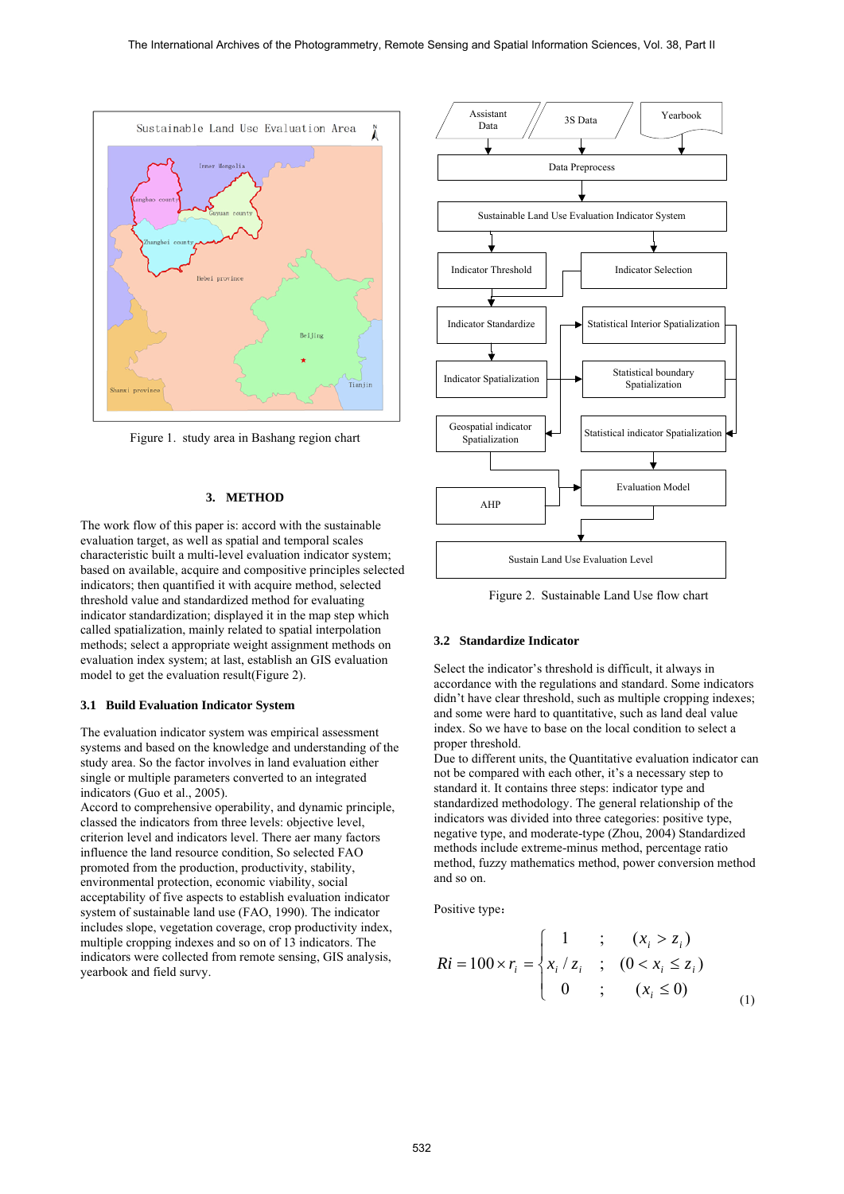Figure 1. study area in Bashang region chart

## 3. METHOD

The work flow of this paper is: accord with the sustainable evaluation target, as well as spatial and temporal scales characteristic built a multi-level evaluation indicator system; based on available, acquire and compositive principles selected indicators; then quantified it with acquire method, selected threshold value and standardized method for evaluating indicator standardization; displayed it in the map step which called spatialization, mainly related to spatial interpolation methods; select a appropriate weight assignment methods on evaluation index system; at last, establish an GIS evaluation model to get the evaluation result(Figure 2).

### 3.1 Build Evaluation Indicator System

The evaluation indicator system was empirical assessment systems and based on the knowledge and understanding of the study area. So the factor involves in land evaluation either single or multiple parameters converted to an integrated indicators (Guo et al., 2005).

Accord to comprehensive operability, and dynamic principle, classed the indicators from three levels: objective level, criterion level and indicators level. There aer many factors influence the land resource condition, So selected FAO promoted from the production, productivity, stability, environmental protection, economic viability, social acceptability of five aspects to establish evaluation indicator system of sustainable land use (FAO, 1990). The indicator includes slope, vegetation coverage, crop productivity index, multiple cropping indexes and so on of 13 indicators. The indicators were collected from remote sensing, GIS analysis, yearbook and field survy.

Figure 2. Sustainable Land Use flow chart

### 3.2 Standardize Indicator

Select the indicator's threshold is difficult, it always in accordance with the regulations and standard. Some indicators didn't have clear threshold, such as multiple cropping indexes; and some were hard to quantitative, such as land deal value index. So we have to base on the local condition to select a proper threshold.

Due to different units, the Quantitative evaluation indicator can not be compared with each other, it's a necessary step to standard it. It contains three steps: indicator type and standardized methodology. The general relationship of the indicators was divided into three categories: positive type, negative type, and moderate-type (Zhou, 2004) Standardized methods include extreme-minus method, percentage ratio method, fuzzy mathematics method, power conversion method and so on.

Positive type：

$$Ri = 100 \times r_i = \begin{cases} 1 & ; \quad (x_i > z_i) \\ x_i / z_i & ; \quad (0 < x_i \le z_i) \\ 0 & ; \quad (x_i \le 0) \end{cases} \tag{1}$$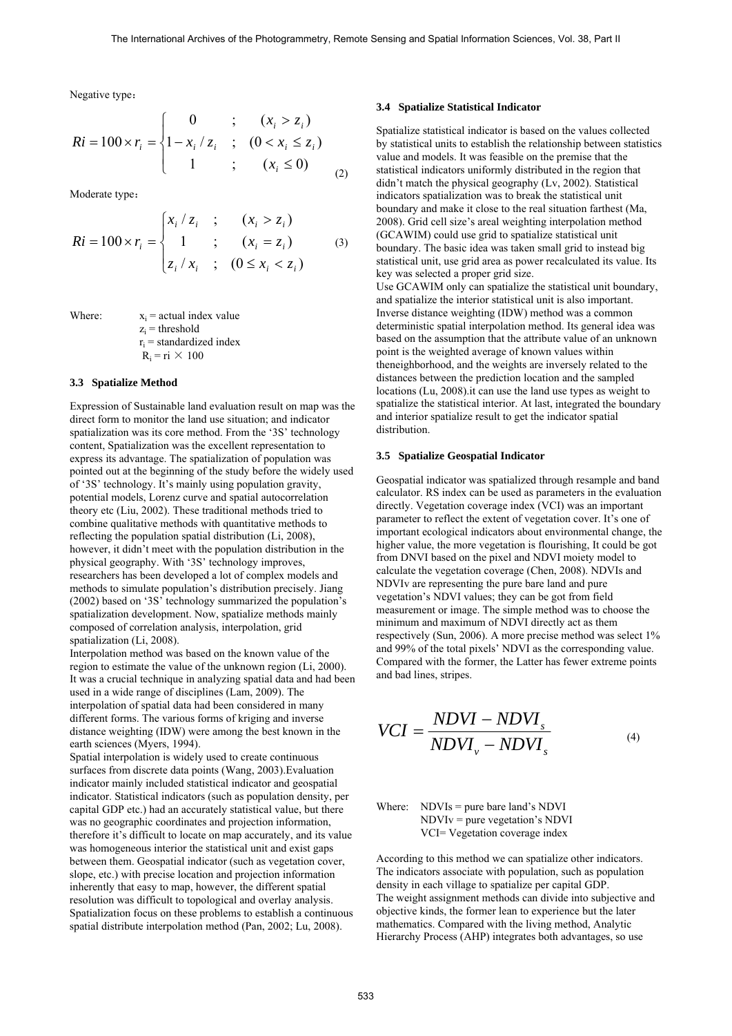Negative type：

$$Ri = 100 \times r_i = \begin{cases} 0 & ; \quad (x_i > z_i) \\ 1 - x_i / z_i & ; \quad (0 < x_i \le z_i) \\ 1 & ; \quad (x_i \le 0) \end{cases} \tag{2}$$

Moderate type：

$$Ri = 100 \times r_i = \begin{cases} x_i / z_i & ; \quad (x_i > z_i) \\ 1 & ; \quad (x_i = z_i) \\ z_i / x_i & ; \quad (0 \le x_i < z_i) \end{cases} \tag{3}$$

Where: $x_i$ = actual index value
$z_i$ = threshold
$r_i$ = standardized index
$R_i$ = ri × 100

### 3.3 Spatialize Method

Expression of Sustainable land evaluation result on map was the direct form to monitor the land use situation; and indicator spatialization was its core method. From the '3S' technology content, Spatialization was the excellent representation to express its advantage. The spatialization of population was pointed out at the beginning of the study before the widely used of '3S' technology. It's mainly using population gravity, potential models, Lorenz curve and spatial autocorrelation theory etc (Liu, 2002). These traditional methods tried to combine qualitative methods with quantitative methods to reflecting the population spatial distribution (Li, 2008), however, it didn't meet with the population distribution in the physical geography. With '3S' technology improves, researchers has been developed a lot of complex models and methods to simulate population's distribution precisely. Jiang (2002) based on '3S' technology summarized the population's spatialization development. Now, spatialize methods mainly composed of correlation analysis, interpolation, grid spatialization (Li, 2008).

Interpolation method was based on the known value of the region to estimate the value of the unknown region (Li, 2000). It was a crucial technique in analyzing spatial data and had been used in a wide range of disciplines (Lam, 2009). The interpolation of spatial data had been considered in many different forms. The various forms of kriging and inverse distance weighting (IDW) were among the best known in the earth sciences (Myers, 1994).

Spatial interpolation is widely used to create continuous surfaces from discrete data points (Wang, 2003).Evaluation indicator mainly included statistical indicator and geospatial indicator. Statistical indicators (such as population density, per capital GDP etc.) had an accurately statistical value, but there was no geographic coordinates and projection information, therefore it's difficult to locate on map accurately, and its value was homogeneous interior the statistical unit and exist gaps between them. Geospatial indicator (such as vegetation cover, slope, etc.) with precise location and projection information inherently that easy to map, however, the different spatial resolution was difficult to topological and overlay analysis. Spatialization focus on these problems to establish a continuous spatial distribute interpolation method (Pan, 2002; Lu, 2008).

### 3.4 Spatialize Statistical Indicator

Spatialize statistical indicator is based on the values collected by statistical units to establish the relationship between statistics value and models. It was feasible on the premise that the statistical indicators uniformly distributed in the region that didn't match the physical geography (Lv, 2002). Statistical indicators spatialization was to break the statistical unit boundary and make it close to the real situation farthest (Ma, 2008). Grid cell size's areal weighting interpolation method (GCAWIM) could use grid to spatialize statistical unit boundary. The basic idea was taken small grid to instead big statistical unit, use grid area as power recalculated its value. Its key was selected a proper grid size.

Use GCAWIM only can spatialize the statistical unit boundary, and spatialize the interior statistical unit is also important. Inverse distance weighting (IDW) method was a common deterministic spatial interpolation method. Its general idea was based on the assumption that the attribute value of an unknown point is the weighted average of known values within theneighborhood, and the weights are inversely related to the distances between the prediction location and the sampled locations (Lu, 2008).it can use the land use types as weight to spatialize the statistical interior. At last, integrated the boundary and interior spatialize result to get the indicator spatial distribution.

### 3.5 Spatialize Geospatial Indicator

Geospatial indicator was spatialized through resample and band calculator. RS index can be used as parameters in the evaluation directly. Vegetation coverage index (VCI) was an important parameter to reflect the extent of vegetation cover. It's one of important ecological indicators about environmental change, the higher value, the more vegetation is flourishing, It could be got from DNVI based on the pixel and NDVI moiety model to calculate the vegetation coverage (Chen, 2008). NDVIs and NDVIv are representing the pure bare land and pure vegetation's NDVI values; they can be got from field measurement or image. The simple method was to choose the minimum and maximum of NDVI directly act as them respectively (Sun, 2006). A more precise method was select 1% and 99% of the total pixels' NDVI as the corresponding value. Compared with the former, the Latter has fewer extreme points and bad lines, stripes.

$$VCI = \frac{NDVI - NDVI_s}{NDVI_v - NDVI_s} \tag{4}$$

Where: NDVIs = pure bare land's NDVI
NDVIv = pure vegetation's NDVI
VCI= Vegetation coverage index

According to this method we can spatialize other indicators. The indicators associate with population, such as population density in each village to spatialize per capital GDP.

The weight assignment methods can divide into subjective and objective kinds, the former lean to experience but the later mathematics. Compared with the living method, Analytic Hierarchy Process (AHP) integrates both advantages, so use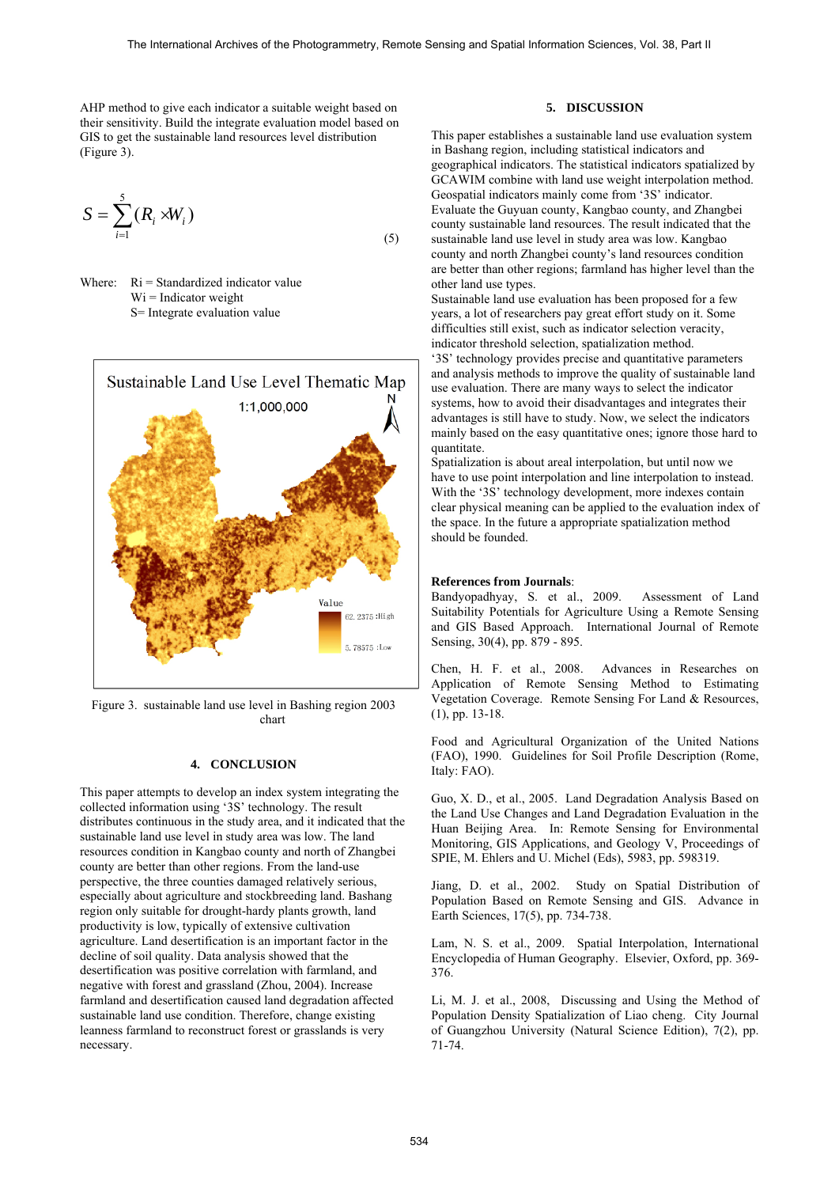AHP method to give each indicator a suitable weight based on their sensitivity. Build the integrate evaluation model based on GIS to get the sustainable land resources level distribution (Figure 3).

$$S = \sum_{i=1}^{5}(R_i \times W_i) \tag{5}$$

Where: Ri = Standardized indicator value
Wi = Indicator weight
S= Integrate evaluation value

Figure 3. sustainable land use level in Bashing region 2003 chart

## 4. CONCLUSION

This paper attempts to develop an index system integrating the collected information using '3S' technology. The result distributes continuous in the study area, and it indicated that the sustainable land use level in study area was low. The land resources condition in Kangbao county and north of Zhangbei county are better than other regions. From the land-use perspective, the three counties damaged relatively serious, especially about agriculture and stockbreeding land. Bashang region only suitable for drought-hardy plants growth, land productivity is low, typically of extensive cultivation agriculture. Land desertification is an important factor in the decline of soil quality. Data analysis showed that the desertification was positive correlation with farmland, and negative with forest and grassland (Zhou, 2004). Increase farmland and desertification caused land degradation affected sustainable land use condition. Therefore, change existing leanness farmland to reconstruct forest or grasslands is very necessary.

## 5. DISCUSSION

This paper establishes a sustainable land use evaluation system in Bashang region, including statistical indicators and geographical indicators. The statistical indicators spatialized by GCAWIM combine with land use weight interpolation method. Geospatial indicators mainly come from '3S' indicator. Evaluate the Guyuan county, Kangbao county, and Zhangbei county sustainable land resources. The result indicated that the sustainable land use level in study area was low. Kangbao county and north Zhangbei county's land resources condition are better than other regions; farmland has higher level than the other land use types.

Sustainable land use evaluation has been proposed for a few years, a lot of researchers pay great effort study on it. Some difficulties still exist, such as indicator selection veracity, indicator threshold selection, spatialization method.

'3S' technology provides precise and quantitative parameters and analysis methods to improve the quality of sustainable land use evaluation. There are many ways to select the indicator systems, how to avoid their disadvantages and integrates their advantages is still have to study. Now, we select the indicators mainly based on the easy quantitative ones; ignore those hard to quantitate.

Spatialization is about areal interpolation, but until now we have to use point interpolation and line interpolation to instead. With the '3S' technology development, more indexes contain clear physical meaning can be applied to the evaluation index of the space. In the future a appropriate spatialization method should be founded.

**References from Journals**:

Bandyopadhyay, S. et al., 2009. Assessment of Land Suitability Potentials for Agriculture Using a Remote Sensing and GIS Based Approach. International Journal of Remote Sensing, 30(4), pp. 879 - 895.

Chen, H. F. et al., 2008. Advances in Researches on Application of Remote Sensing Method to Estimating Vegetation Coverage. Remote Sensing For Land & Resources, (1), pp. 13-18.

Food and Agricultural Organization of the United Nations (FAO), 1990. Guidelines for Soil Profile Description (Rome, Italy: FAO).

Guo, X. D., et al., 2005. Land Degradation Analysis Based on the Land Use Changes and Land Degradation Evaluation in the Huan Beijing Area. In: Remote Sensing for Environmental Monitoring, GIS Applications, and Geology V, Proceedings of SPIE, M. Ehlers and U. Michel (Eds), 5983, pp. 598319.

Jiang, D. et al., 2002. Study on Spatial Distribution of Population Based on Remote Sensing and GIS. Advance in Earth Sciences, 17(5), pp. 734-738.

Lam, N. S. et al., 2009. Spatial Interpolation, International Encyclopedia of Human Geography. Elsevier, Oxford, pp. 369-376.

Li, M. J. et al., 2008, Discussing and Using the Method of Population Density Spatialization of Liao cheng. City Journal of Guangzhou University (Natural Science Edition), 7(2), pp. 71-74.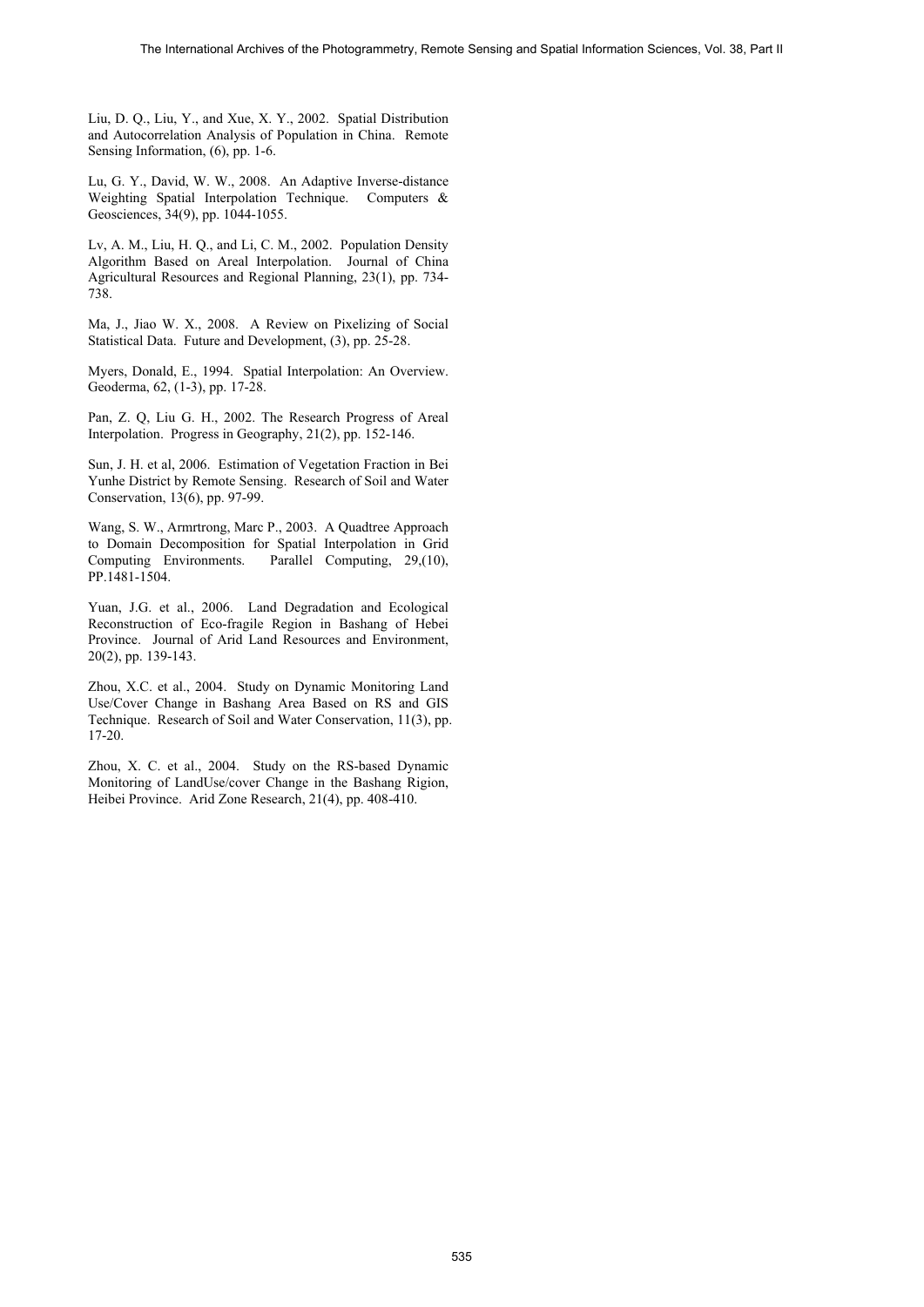Liu, D. Q., Liu, Y., and Xue, X. Y., 2002. Spatial Distribution and Autocorrelation Analysis of Population in China. Remote Sensing Information, (6), pp. 1-6.

Lu, G. Y., David, W. W., 2008. An Adaptive Inverse-distance Weighting Spatial Interpolation Technique. Computers & Geosciences, 34(9), pp. 1044-1055.

Lv, A. M., Liu, H. Q., and Li, C. M., 2002. Population Density Algorithm Based on Areal Interpolation. Journal of China Agricultural Resources and Regional Planning, 23(1), pp. 734-738.

Ma, J., Jiao W. X., 2008. A Review on Pixelizing of Social Statistical Data. Future and Development, (3), pp. 25-28.

Myers, Donald, E., 1994. Spatial Interpolation: An Overview. Geoderma, 62, (1-3), pp. 17-28.

Pan, Z. Q, Liu G. H., 2002. The Research Progress of Areal Interpolation. Progress in Geography, 21(2), pp. 152-146.

Sun, J. H. et al, 2006. Estimation of Vegetation Fraction in Bei Yunhe District by Remote Sensing. Research of Soil and Water Conservation, 13(6), pp. 97-99.

Wang, S. W., Armrtrong, Marc P., 2003. A Quadtree Approach to Domain Decomposition for Spatial Interpolation in Grid Computing Environments. Parallel Computing, 29,(10), PP.1481-1504.

Yuan, J.G. et al., 2006. Land Degradation and Ecological Reconstruction of Eco-fragile Region in Bashang of Hebei Province. Journal of Arid Land Resources and Environment, 20(2), pp. 139-143.

Zhou, X.C. et al., 2004. Study on Dynamic Monitoring Land Use/Cover Change in Bashang Area Based on RS and GIS Technique. Research of Soil and Water Conservation, 11(3), pp. 17-20.

Zhou, X. C. et al., 2004. Study on the RS-based Dynamic Monitoring of LandUse/cover Change in the Bashang Rigion, Heibei Province. Arid Zone Research, 21(4), pp. 408-410.